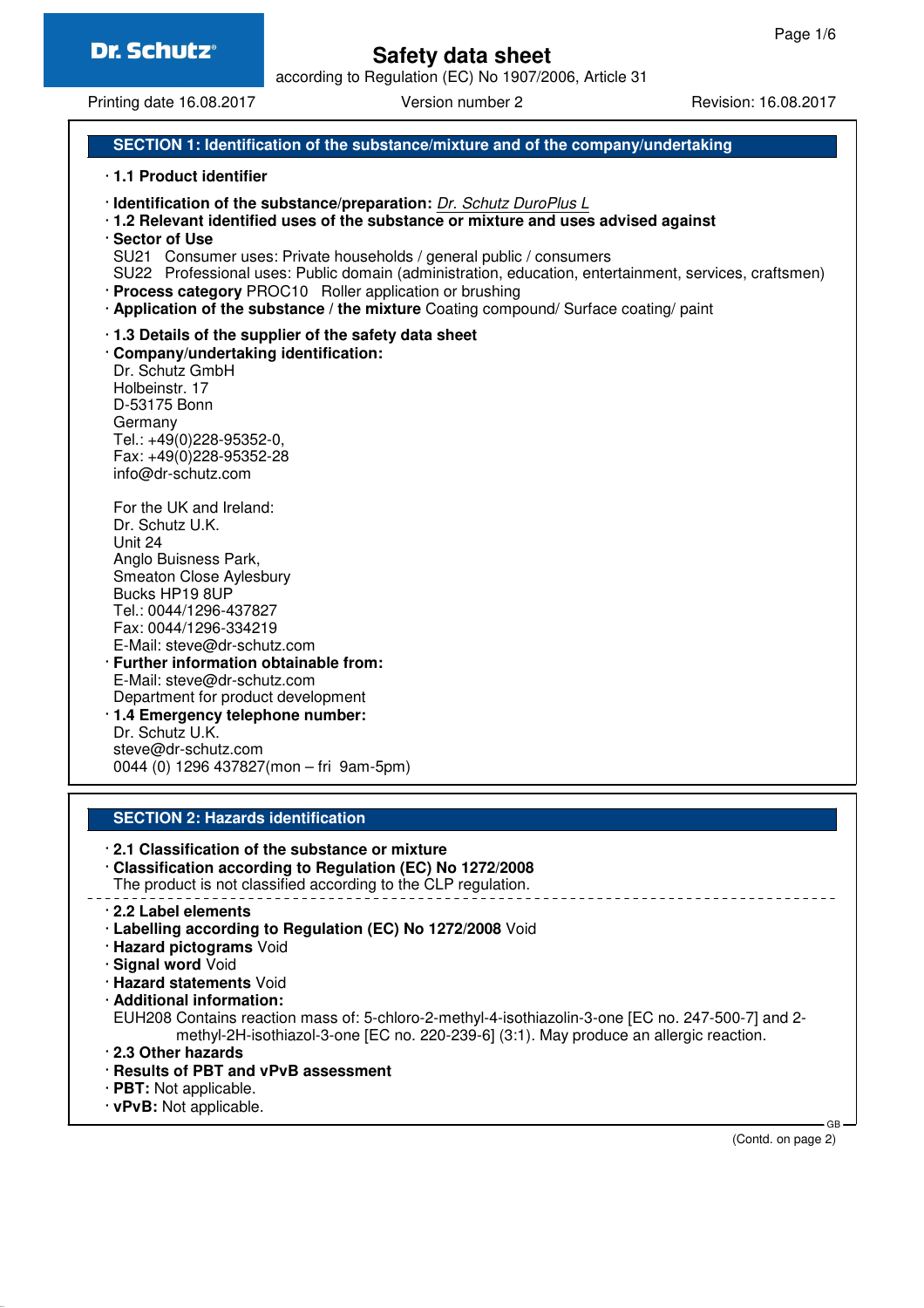# Safety data sheet

according to Regulation (EC) No 1907/2006, Article 31

Printing date 16.08.2017 Version number 2 Revision: 16.08.2017

## SECTION 1: Identification of the substance/mixture and of the company/undertaking

· **1.1 Product identifier**

· **Identification of the substance/preparation:** *Dr. Schutz DuroPlus L*

· **1.2 Relevant identified uses of the substance or mixture and uses advised against**

· **Sector of Use**
SU21 Consumer uses: Private households / general public / consumers
SU22 Professional uses: Public domain (administration, education, entertainment, services, craftsmen)

· **Process category** PROC10 Roller application or brushing

· **Application of the substance / the mixture** Coating compound/ Surface coating/ paint

· **1.3 Details of the supplier of the safety data sheet**

· **Company/undertaking identification:**
Dr. Schutz GmbH
Holbeinstr. 17
D-53175 Bonn
Germany
Tel.: +49(0)228-95352-0,
Fax: +49(0)228-95352-28
info@dr-schutz.com

For the UK and Ireland:
Dr. Schutz U.K.
Unit 24
Anglo Buisness Park,
Smeaton Close Aylesbury
Bucks HP19 8UP
Tel.: 0044/1296-437827
Fax: 0044/1296-334219
E-Mail: steve@dr-schutz.com

· **Further information obtainable from:**
E-Mail: steve@dr-schutz.com
Department for product development

· **1.4 Emergency telephone number:**
Dr. Schutz U.K.
steve@dr-schutz.com
0044 (0) 1296 437827(mon – fri 9am-5pm)

## SECTION 2: Hazards identification

· **2.1 Classification of the substance or mixture**

· **Classification according to Regulation (EC) No 1272/2008**
The product is not classified according to the CLP regulation.

· **2.2 Label elements**

· **Labelling according to Regulation (EC) No 1272/2008** Void

· **Hazard pictograms** Void

· **Signal word** Void

· **Hazard statements** Void

· **Additional information:**
EUH208 Contains reaction mass of: 5-chloro-2-methyl-4-isothiazolin-3-one [EC no. 247-500-7] and 2-methyl-2H-isothiazol-3-one [EC no. 220-239-6] (3:1). May produce an allergic reaction.

· **2.3 Other hazards**

· **Results of PBT and vPvB assessment**

· **PBT:** Not applicable.

· **vPvB:** Not applicable.

(Contd. on page 2)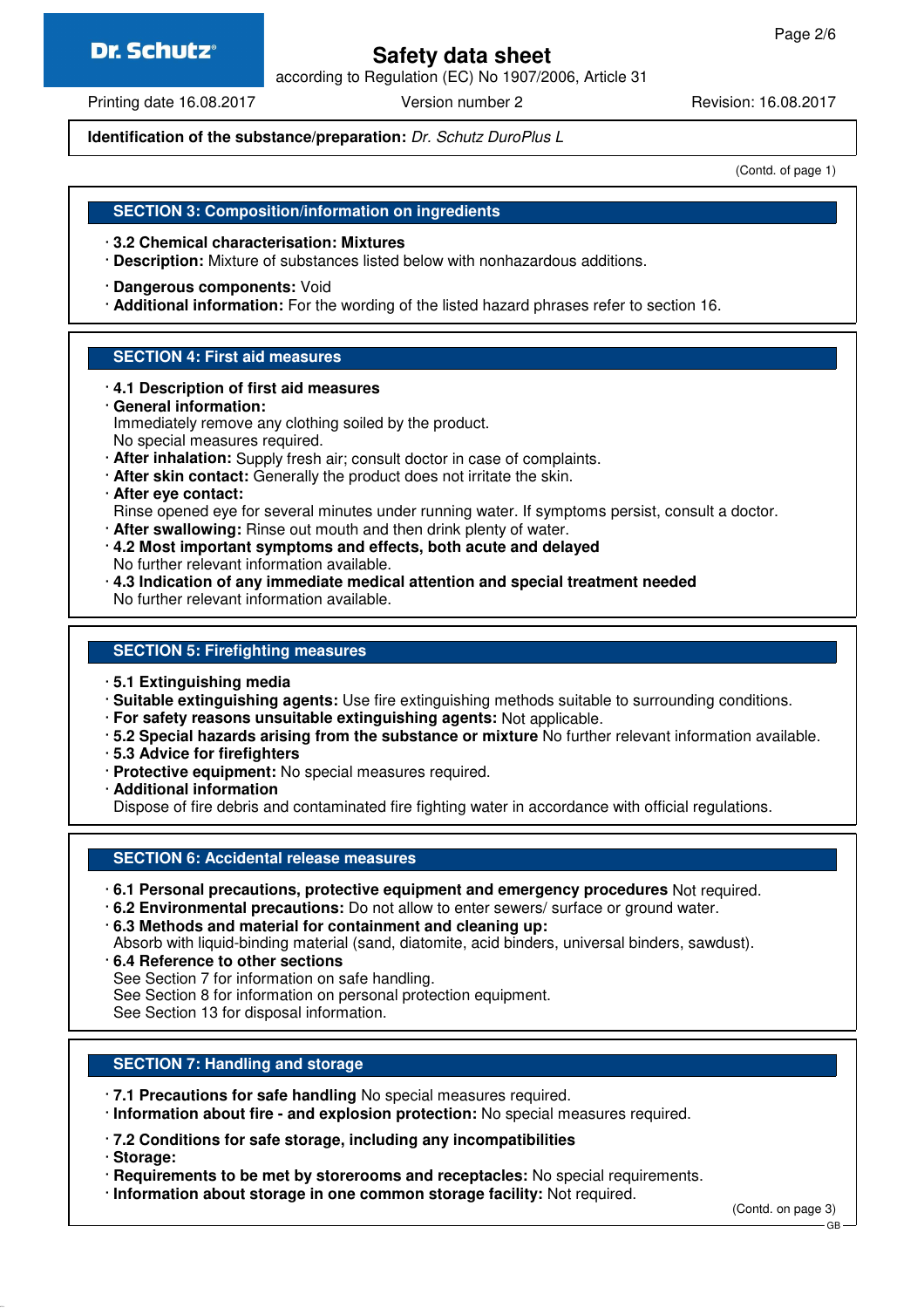**Identification of the substance/preparation:** *Dr. Schutz DuroPlus L*

(Contd. of page 1)

## SECTION 3: Composition/information on ingredients

· **3.2 Chemical characterisation: Mixtures**
· **Description:** Mixture of substances listed below with nonhazardous additions.

· **Dangerous components:** Void
· **Additional information:** For the wording of the listed hazard phrases refer to section 16.

## SECTION 4: First aid measures

· **4.1 Description of first aid measures**
· **General information:**
Immediately remove any clothing soiled by the product.
No special measures required.
· **After inhalation:** Supply fresh air; consult doctor in case of complaints.
· **After skin contact:** Generally the product does not irritate the skin.
· **After eye contact:**
Rinse opened eye for several minutes under running water. If symptoms persist, consult a doctor.
· **After swallowing:** Rinse out mouth and then drink plenty of water.
· **4.2 Most important symptoms and effects, both acute and delayed**
No further relevant information available.
· **4.3 Indication of any immediate medical attention and special treatment needed**
No further relevant information available.

## SECTION 5: Firefighting measures

· **5.1 Extinguishing media**
· **Suitable extinguishing agents:** Use fire extinguishing methods suitable to surrounding conditions.
· **For safety reasons unsuitable extinguishing agents:** Not applicable.
· **5.2 Special hazards arising from the substance or mixture** No further relevant information available.
· **5.3 Advice for firefighters**
· **Protective equipment:** No special measures required.
· **Additional information**
Dispose of fire debris and contaminated fire fighting water in accordance with official regulations.

## SECTION 6: Accidental release measures

· **6.1 Personal precautions, protective equipment and emergency procedures** Not required.
· **6.2 Environmental precautions:** Do not allow to enter sewers/ surface or ground water.
· **6.3 Methods and material for containment and cleaning up:**
Absorb with liquid-binding material (sand, diatomite, acid binders, universal binders, sawdust).
· **6.4 Reference to other sections**
See Section 7 for information on safe handling.
See Section 8 for information on personal protection equipment.
See Section 13 for disposal information.

## SECTION 7: Handling and storage

· **7.1 Precautions for safe handling** No special measures required.
· **Information about fire - and explosion protection:** No special measures required.

· **7.2 Conditions for safe storage, including any incompatibilities**
· **Storage:**
· **Requirements to be met by storerooms and receptacles:** No special requirements.
· **Information about storage in one common storage facility:** Not required.

(Contd. on page 3)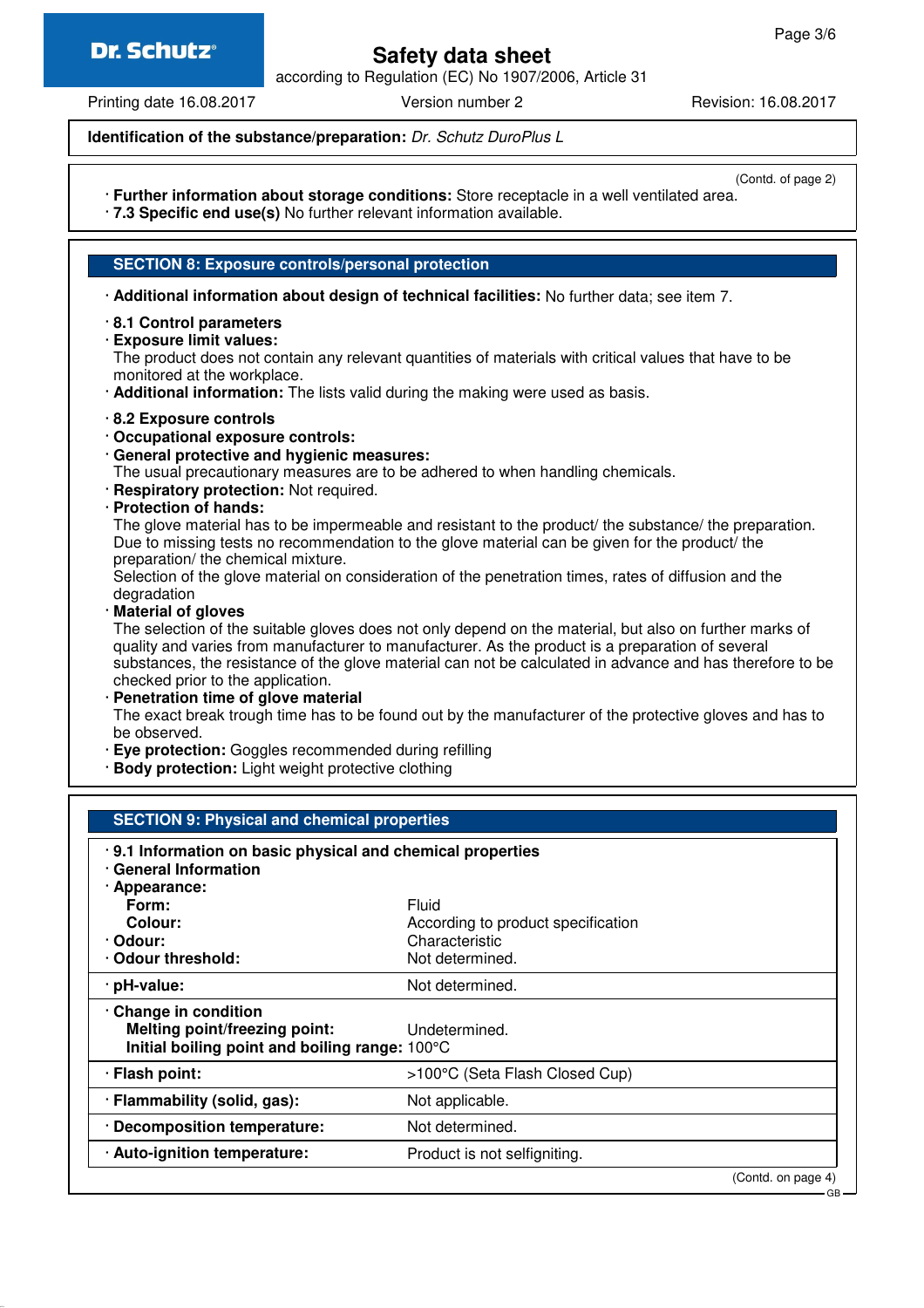**Identification of the substance/preparation:** *Dr. Schutz DuroPlus L*

(Contd. of page 2)

· **Further information about storage conditions:** Store receptacle in a well ventilated area.
· **7.3 Specific end use(s)** No further relevant information available.

## SECTION 8: Exposure controls/personal protection

· **Additional information about design of technical facilities:** No further data; see item 7.

· **8.1 Control parameters**
· **Exposure limit values:**
The product does not contain any relevant quantities of materials with critical values that have to be monitored at the workplace.
· **Additional information:** The lists valid during the making were used as basis.

· **8.2 Exposure controls**
· **Occupational exposure controls:**
· **General protective and hygienic measures:**
The usual precautionary measures are to be adhered to when handling chemicals.
· **Respiratory protection:** Not required.
· **Protection of hands:**
The glove material has to be impermeable and resistant to the product/ the substance/ the preparation.
Due to missing tests no recommendation to the glove material can be given for the product/ the preparation/ the chemical mixture.
Selection of the glove material on consideration of the penetration times, rates of diffusion and the degradation
· **Material of gloves**
The selection of the suitable gloves does not only depend on the material, but also on further marks of quality and varies from manufacturer to manufacturer. As the product is a preparation of several substances, the resistance of the glove material can not be calculated in advance and has therefore to be checked prior to the application.
· **Penetration time of glove material**
The exact break trough time has to be found out by the manufacturer of the protective gloves and has to be observed.
· **Eye protection:** Goggles recommended during refilling
· **Body protection:** Light weight protective clothing

## SECTION 9: Physical and chemical properties

· **9.1 Information on basic physical and chemical properties**
· **General Information**

| | |
|---|---|
| · **Appearance:** | |
| **Form:** | Fluid |
| **Colour:** | According to product specification |
| · **Odour:** | Characteristic |
| · **Odour threshold:** | Not determined. |
| · **pH-value:** | Not determined. |
| · **Change in condition** | |
| **Melting point/freezing point:** | Undetermined. |
| **Initial boiling point and boiling range:** | 100°C |
| · **Flash point:** | >100°C (Seta Flash Closed Cup) |
| · **Flammability (solid, gas):** | Not applicable. |
| · **Decomposition temperature:** | Not determined. |
| · **Auto-ignition temperature:** | Product is not selfigniting. |

(Contd. on page 4)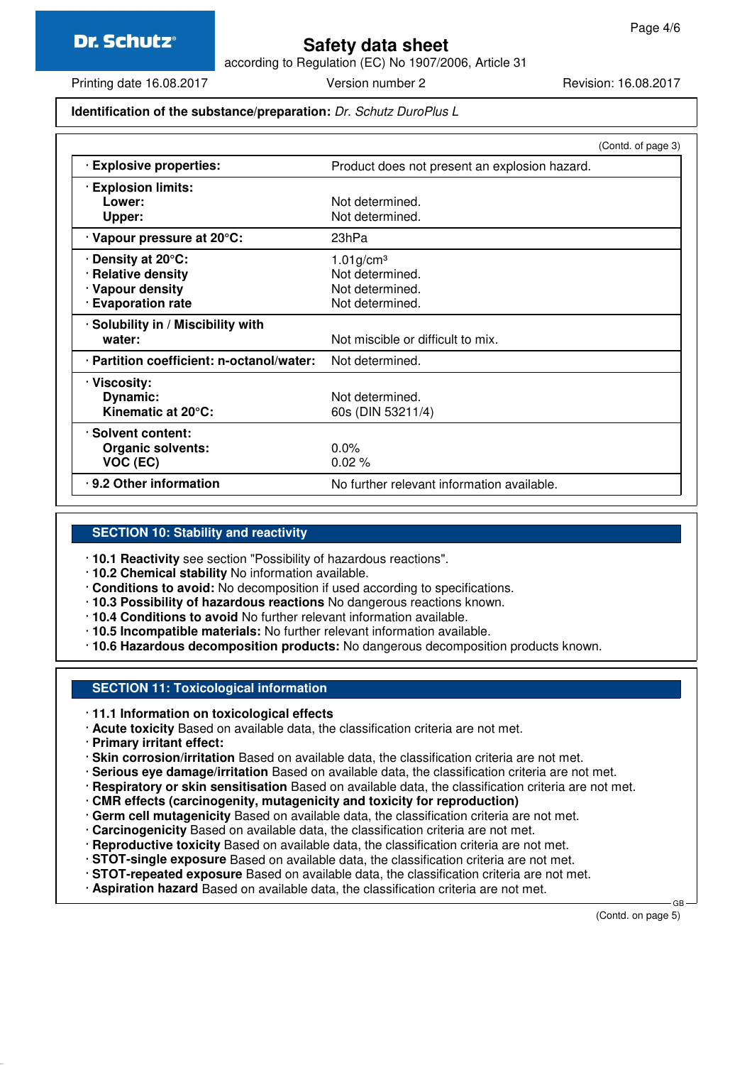**Identification of the substance/preparation:** *Dr. Schutz DuroPlus L*

(Contd. of page 3)

| | |
|---|---|
| · **Explosive properties:** | Product does not present an explosion hazard. |
| · **Explosion limits:** | |
| **Lower:** | Not determined. |
| **Upper:** | Not determined. |
| · **Vapour pressure at 20°C:** | 23hPa |
| · **Density at 20°C:** | 1.01g/cm³ |
| · **Relative density** | Not determined. |
| · **Vapour density** | Not determined. |
| · **Evaporation rate** | Not determined. |
| · **Solubility in / Miscibility with water:** | Not miscible or difficult to mix. |
| · **Partition coefficient: n-octanol/water:** | Not determined. |
| · **Viscosity:** | |
| **Dynamic:** | Not determined. |
| **Kinematic at 20°C:** | 60s (DIN 53211/4) |
| · **Solvent content:** | |
| **Organic solvents:** | 0.0% |
| **VOC (EC)** | 0.02 % |
| · **9.2 Other information** | No further relevant information available. |

## SECTION 10: Stability and reactivity

- · **10.1 Reactivity** see section "Possibility of hazardous reactions".
- · **10.2 Chemical stability** No information available.
- · **Conditions to avoid:** No decomposition if used according to specifications.
- · **10.3 Possibility of hazardous reactions** No dangerous reactions known.
- · **10.4 Conditions to avoid** No further relevant information available.
- · **10.5 Incompatible materials:** No further relevant information available.
- · **10.6 Hazardous decomposition products:** No dangerous decomposition products known.

## SECTION 11: Toxicological information

- · **11.1 Information on toxicological effects**
- · **Acute toxicity** Based on available data, the classification criteria are not met.
- · **Primary irritant effect:**
- · **Skin corrosion/irritation** Based on available data, the classification criteria are not met.
- · **Serious eye damage/irritation** Based on available data, the classification criteria are not met.
- · **Respiratory or skin sensitisation** Based on available data, the classification criteria are not met.
- · **CMR effects (carcinogenity, mutagenicity and toxicity for reproduction)**
- · **Germ cell mutagenicity** Based on available data, the classification criteria are not met.
- · **Carcinogenicity** Based on available data, the classification criteria are not met.
- · **Reproductive toxicity** Based on available data, the classification criteria are not met.
- · **STOT-single exposure** Based on available data, the classification criteria are not met.
- · **STOT-repeated exposure** Based on available data, the classification criteria are not met.
- · **Aspiration hazard** Based on available data, the classification criteria are not met.

(Contd. on page 5)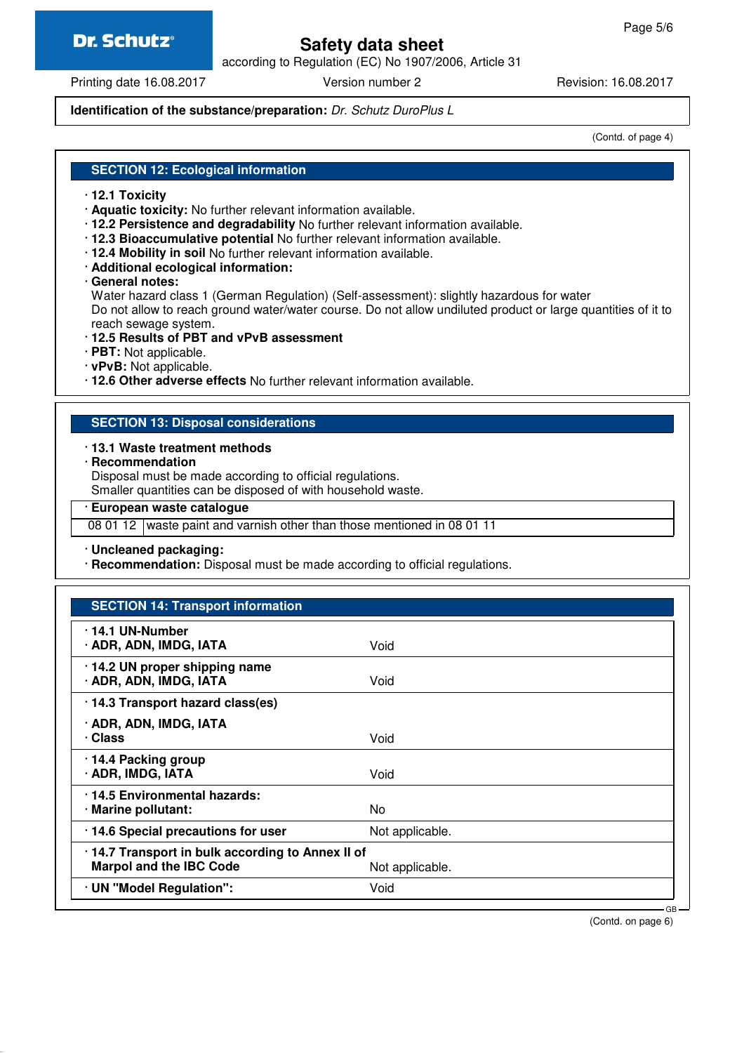**Identification of the substance/preparation:** *Dr. Schutz DuroPlus L*

(Contd. of page 4)

## SECTION 12: Ecological information

- **12.1 Toxicity**
- **Aquatic toxicity:** No further relevant information available.
- **12.2 Persistence and degradability** No further relevant information available.
- **12.3 Bioaccumulative potential** No further relevant information available.
- **12.4 Mobility in soil** No further relevant information available.
- **Additional ecological information:**
- **General notes:**
  Water hazard class 1 (German Regulation) (Self-assessment): slightly hazardous for water
  Do not allow to reach ground water/water course. Do not allow undiluted product or large quantities of it to reach sewage system.
- **12.5 Results of PBT and vPvB assessment**
- **PBT:** Not applicable.
- **vPvB:** Not applicable.
- **12.6 Other adverse effects** No further relevant information available.

## SECTION 13: Disposal considerations

- **13.1 Waste treatment methods**
- **Recommendation**
  Disposal must be made according to official regulations.
  Smaller quantities can be disposed of with household waste.

| · European waste catalogue | |
|---|---|
| 08 01 12 | waste paint and varnish other than those mentioned in 08 01 11 |

- **Uncleaned packaging:**
- **Recommendation:** Disposal must be made according to official regulations.

## SECTION 14: Transport information

| | |
|---|---|
| **· 14.1 UN-Number**<br>**· ADR, ADN, IMDG, IATA** | Void |
| **· 14.2 UN proper shipping name**<br>**· ADR, ADN, IMDG, IATA** | Void |
| **· 14.3 Transport hazard class(es)**<br>**· ADR, ADN, IMDG, IATA**<br>**· Class** | Void |
| **· 14.4 Packing group**<br>**· ADR, IMDG, IATA** | Void |
| **· 14.5 Environmental hazards:**<br>**· Marine pollutant:** | No |
| **· 14.6 Special precautions for user** | Not applicable. |
| **· 14.7 Transport in bulk according to Annex II of Marpol and the IBC Code** | Not applicable. |
| **· UN "Model Regulation":** | Void |

(Contd. on page 6)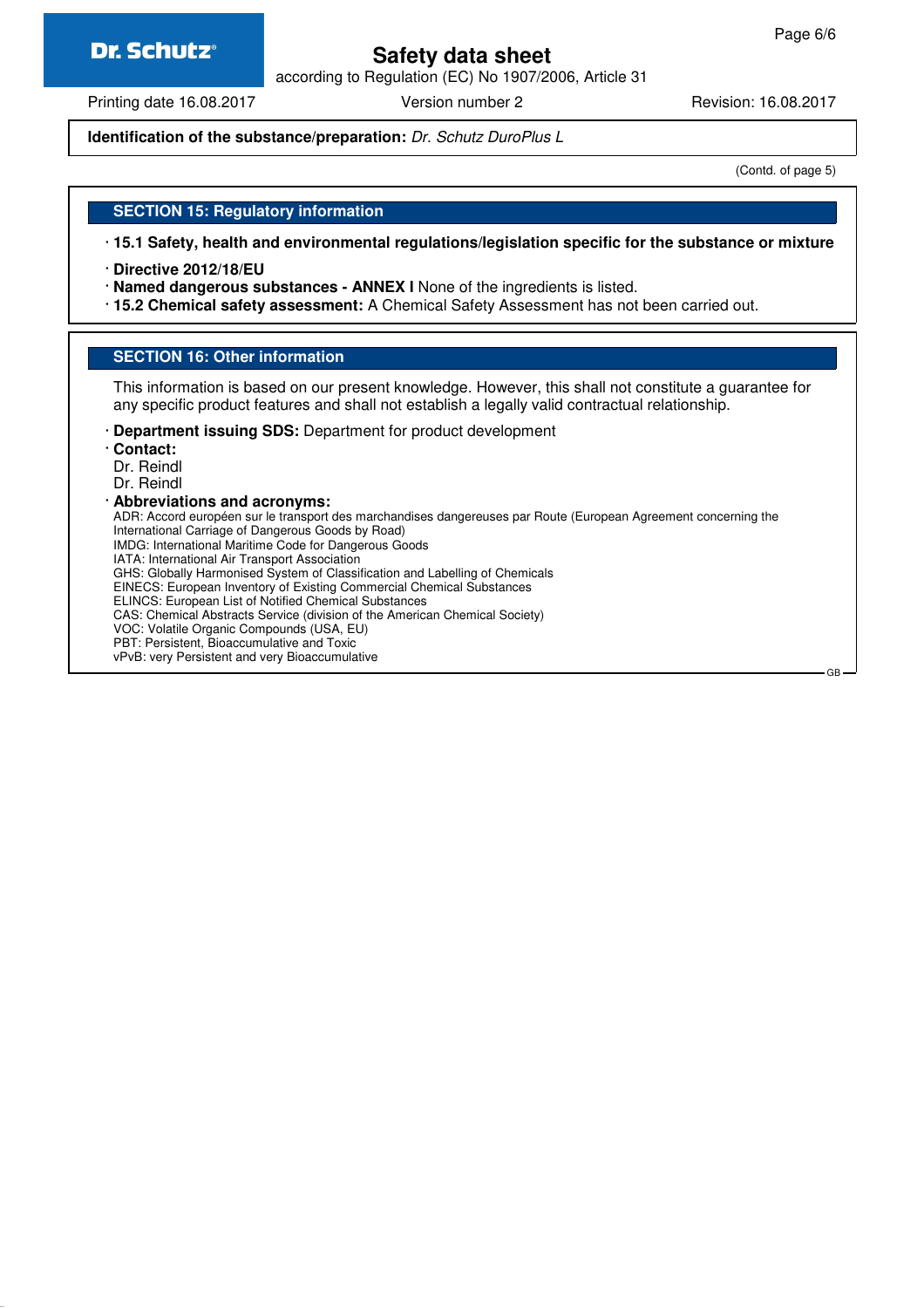**Identification of the substance/preparation:** *Dr. Schutz DuroPlus L*

(Contd. of page 5)

## SECTION 15: Regulatory information

· **15.1 Safety, health and environmental regulations/legislation specific for the substance or mixture**

· **Directive 2012/18/EU**
· **Named dangerous substances - ANNEX I** None of the ingredients is listed.
· **15.2 Chemical safety assessment:** A Chemical Safety Assessment has not been carried out.

## SECTION 16: Other information

This information is based on our present knowledge. However, this shall not constitute a guarantee for any specific product features and shall not establish a legally valid contractual relationship.

· **Department issuing SDS:** Department for product development
· **Contact:**
Dr. Reindl
Dr. Reindl
· **Abbreviations and acronyms:**
ADR: Accord européen sur le transport des marchandises dangereuses par Route (European Agreement concerning the International Carriage of Dangerous Goods by Road)
IMDG: International Maritime Code for Dangerous Goods
IATA: International Air Transport Association
GHS: Globally Harmonised System of Classification and Labelling of Chemicals
EINECS: European Inventory of Existing Commercial Chemical Substances
ELINCS: European List of Notified Chemical Substances
CAS: Chemical Abstracts Service (division of the American Chemical Society)
VOC: Volatile Organic Compounds (USA, EU)
PBT: Persistent, Bioaccumulative and Toxic
vPvB: very Persistent and very Bioaccumulative